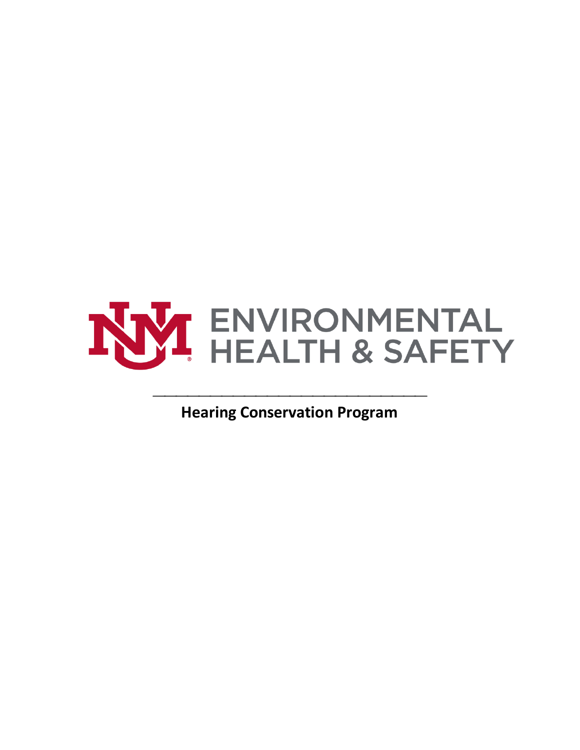ENVIRONMENTAL HEALTH & SAFETY

---

**Hearing Conservation Program**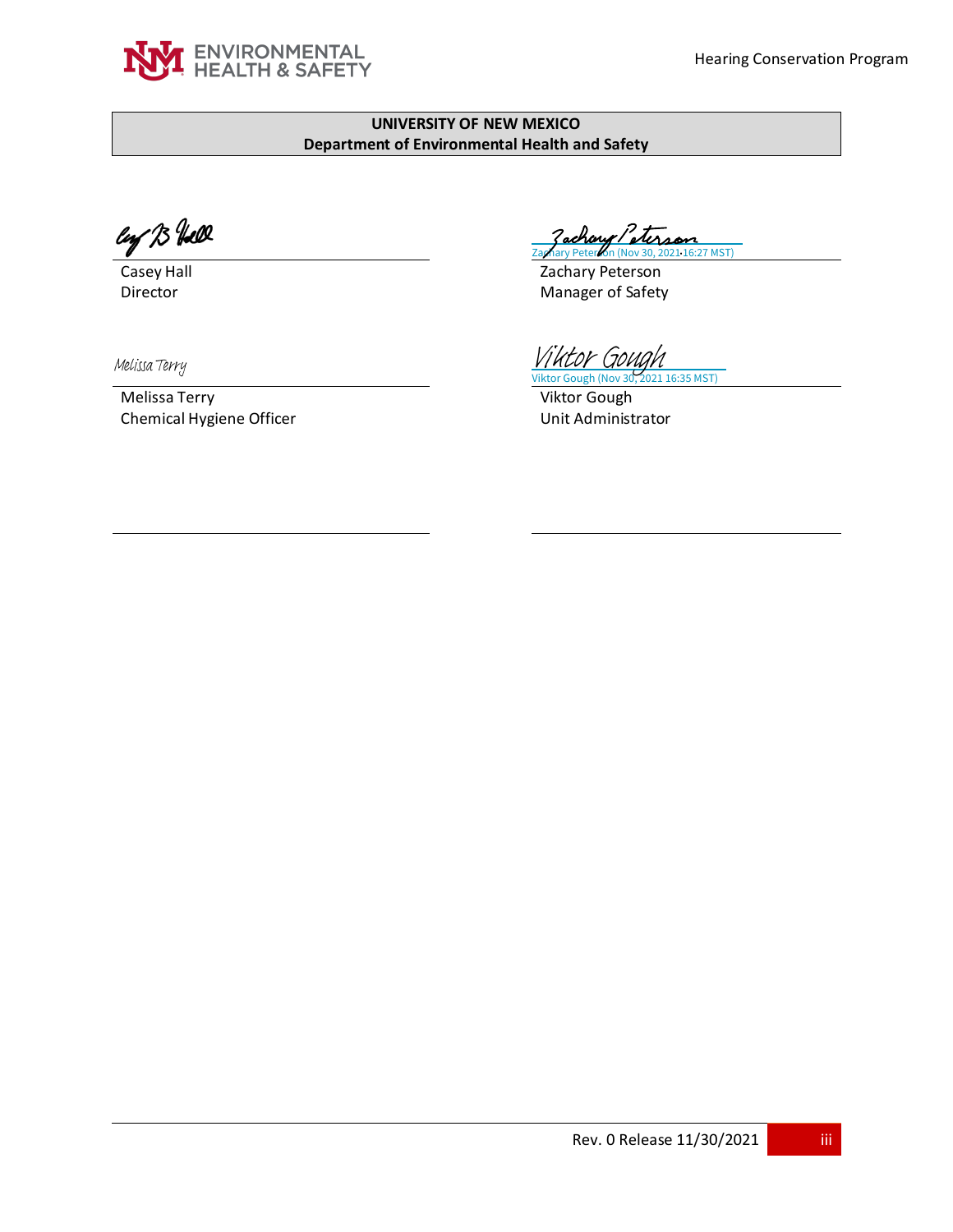**UNIVERSITY OF NEW MEXICO**
**Department of Environmental Health and Safety**

Casey Hall
Director

Zachary Peterson (Nov 30, 2021 16:27 MST)
Zachary Peterson
Manager of Safety

Melissa Terry
Chemical Hygiene Officer

Viktor Gough (Nov 30, 2021 16:35 MST)
Viktor Gough
Unit Administrator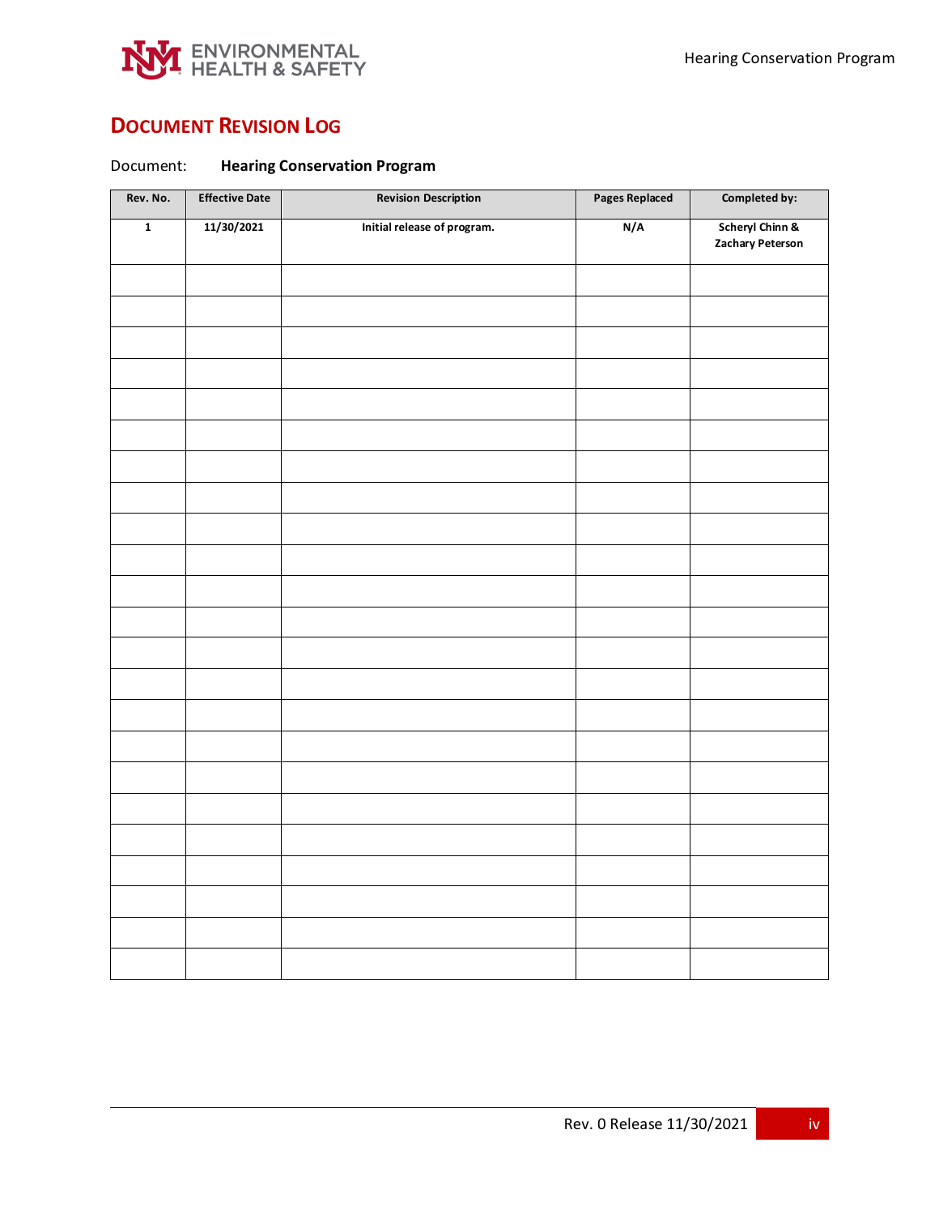## DOCUMENT REVISION LOG

Document: **Hearing Conservation Program**

| Rev. No. | Effective Date | Revision Description | Pages Replaced | Completed by: |
|---|---|---|---|---|
| 1 | 11/30/2021 | Initial release of program. | N/A | Scheryl Chinn & Zachary Peterson |
| | | | | |
| | | | | |
| | | | | |
| | | | | |
| | | | | |
| | | | | |
| | | | | |
| | | | | |
| | | | | |
| | | | | |
| | | | | |
| | | | | |
| | | | | |
| | | | | |
| | | | | |
| | | | | |
| | | | | |
| | | | | |
| | | | | |
| | | | | |
| | | | | |
| | | | | |
| | | | | |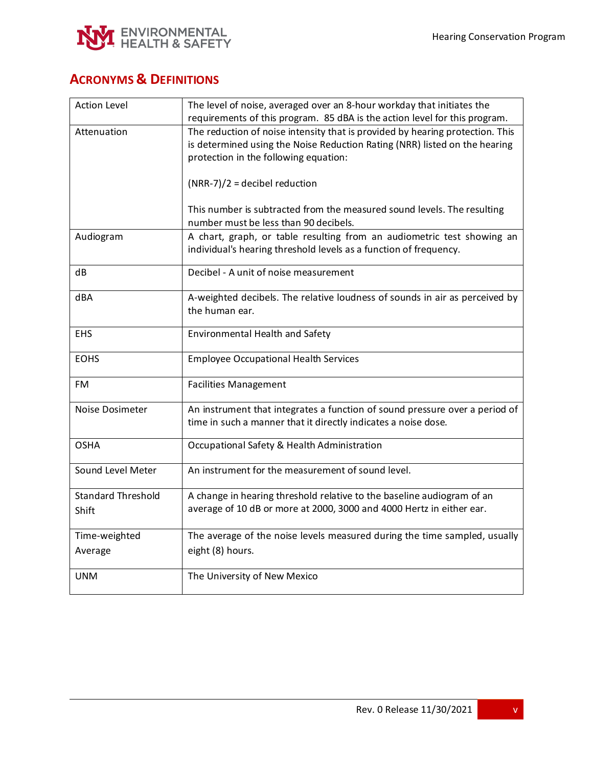## ACRONYMS & DEFINITIONS

| | |
|---|---|
| Action Level | The level of noise, averaged over an 8-hour workday that initiates the requirements of this program. 85 dBA is the action level for this program. |
| Attenuation | The reduction of noise intensity that is provided by hearing protection. This is determined using the Noise Reduction Rating (NRR) listed on the hearing protection in the following equation:<br><br>$(NRR-7)/2$ = decibel reduction<br><br>This number is subtracted from the measured sound levels. The resulting number must be less than 90 decibels. |
| Audiogram | A chart, graph, or table resulting from an audiometric test showing an individual's hearing threshold levels as a function of frequency. |
| dB | Decibel - A unit of noise measurement |
| dBA | A-weighted decibels. The relative loudness of sounds in air as perceived by the human ear. |
| EHS | Environmental Health and Safety |
| EOHS | Employee Occupational Health Services |
| FM | Facilities Management |
| Noise Dosimeter | An instrument that integrates a function of sound pressure over a period of time in such a manner that it directly indicates a noise dose. |
| OSHA | Occupational Safety & Health Administration |
| Sound Level Meter | An instrument for the measurement of sound level. |
| Standard Threshold Shift | A change in hearing threshold relative to the baseline audiogram of an average of 10 dB or more at 2000, 3000 and 4000 Hertz in either ear. |
| Time-weighted Average | The average of the noise levels measured during the time sampled, usually eight (8) hours. |
| UNM | The University of New Mexico |

Rev. 0 Release 11/30/2021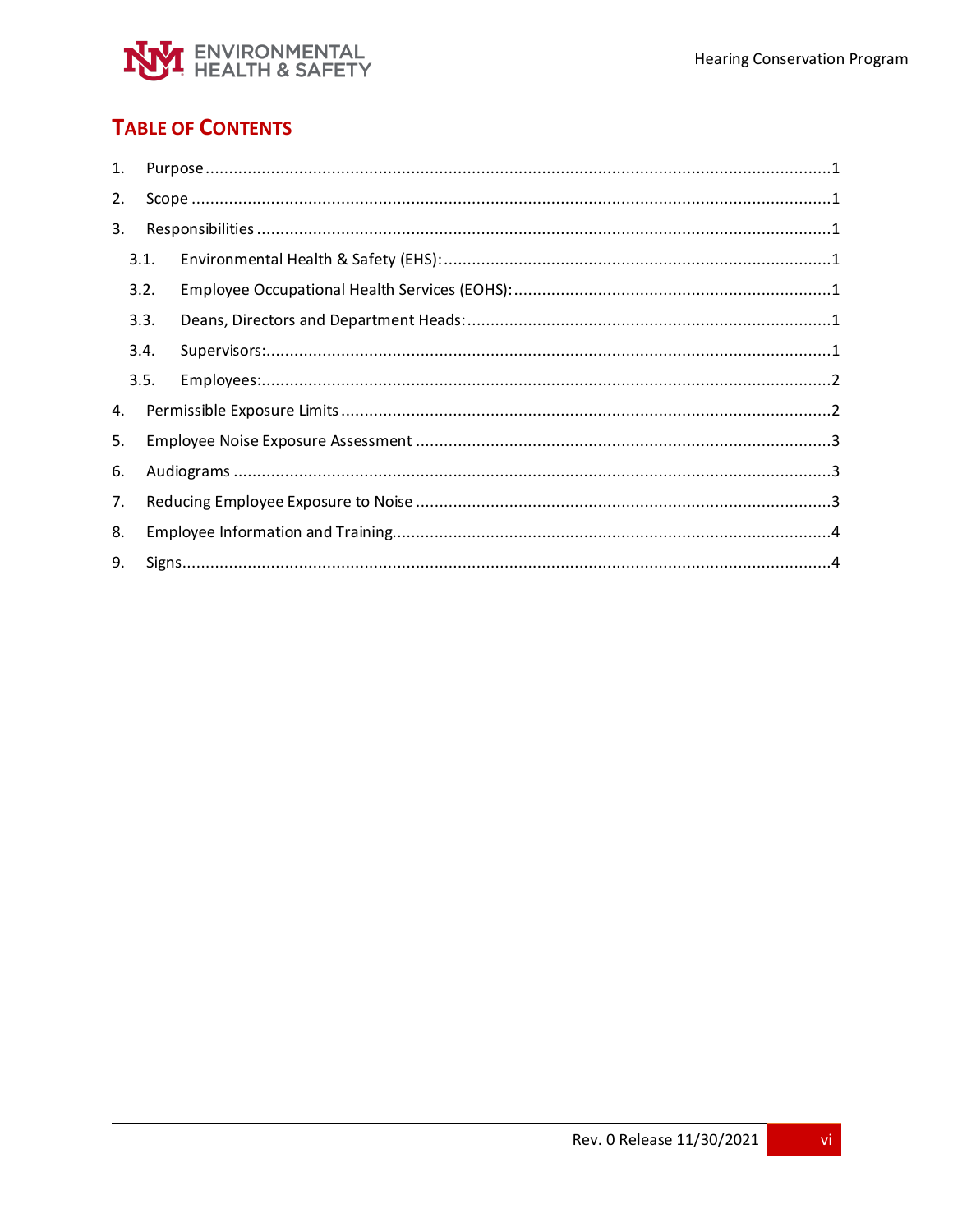# TABLE OF CONTENTS

1. Purpose ..................................................... 1
2. Scope ..................................................... 1
3. Responsibilities ..................................................... 1
   - 3.1. Environmental Health & Safety (EHS): ..................................................... 1
   - 3.2. Employee Occupational Health Services (EOHS): ..................................................... 1
   - 3.3. Deans, Directors and Department Heads: ..................................................... 1
   - 3.4. Supervisors: ..................................................... 1
   - 3.5. Employees: ..................................................... 2
4. Permissible Exposure Limits ..................................................... 2
5. Employee Noise Exposure Assessment ..................................................... 3
6. Audiograms ..................................................... 3
7. Reducing Employee Exposure to Noise ..................................................... 3
8. Employee Information and Training ..................................................... 4
9. Signs ..................................................... 4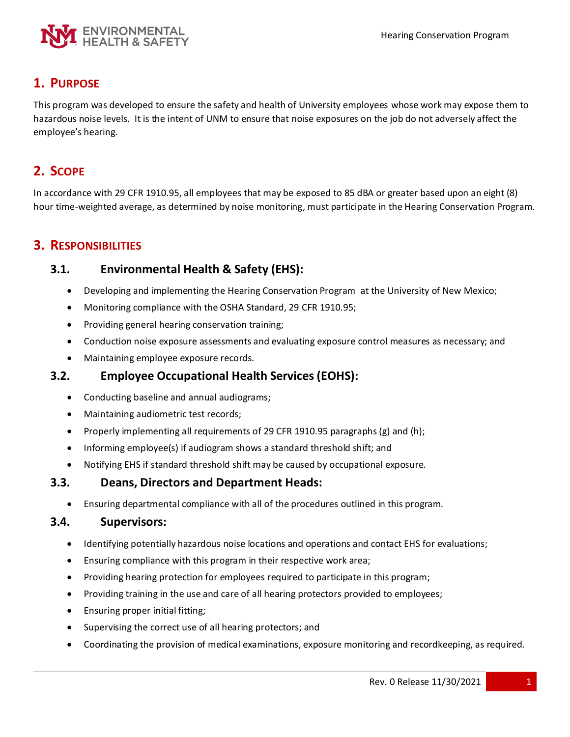## 1. Purpose

This program was developed to ensure the safety and health of University employees whose work may expose them to hazardous noise levels. It is the intent of UNM to ensure that noise exposures on the job do not adversely affect the employee's hearing.

## 2. Scope

In accordance with 29 CFR 1910.95, all employees that may be exposed to 85 dBA or greater based upon an eight (8) hour time-weighted average, as determined by noise monitoring, must participate in the Hearing Conservation Program.

## 3. Responsibilities

### 3.1. Environmental Health & Safety (EHS):

- Developing and implementing the Hearing Conservation Program at the University of New Mexico;
- Monitoring compliance with the OSHA Standard, 29 CFR 1910.95;
- Providing general hearing conservation training;
- Conduction noise exposure assessments and evaluating exposure control measures as necessary; and
- Maintaining employee exposure records.

### 3.2. Employee Occupational Health Services (EOHS):

- Conducting baseline and annual audiograms;
- Maintaining audiometric test records;
- Properly implementing all requirements of 29 CFR 1910.95 paragraphs (g) and (h);
- Informing employee(s) if audiogram shows a standard threshold shift; and
- Notifying EHS if standard threshold shift may be caused by occupational exposure.

### 3.3. Deans, Directors and Department Heads:

- Ensuring departmental compliance with all of the procedures outlined in this program.

### 3.4. Supervisors:

- Identifying potentially hazardous noise locations and operations and contact EHS for evaluations;
- Ensuring compliance with this program in their respective work area;
- Providing hearing protection for employees required to participate in this program;
- Providing training in the use and care of all hearing protectors provided to employees;
- Ensuring proper initial fitting;
- Supervising the correct use of all hearing protectors; and
- Coordinating the provision of medical examinations, exposure monitoring and recordkeeping, as required.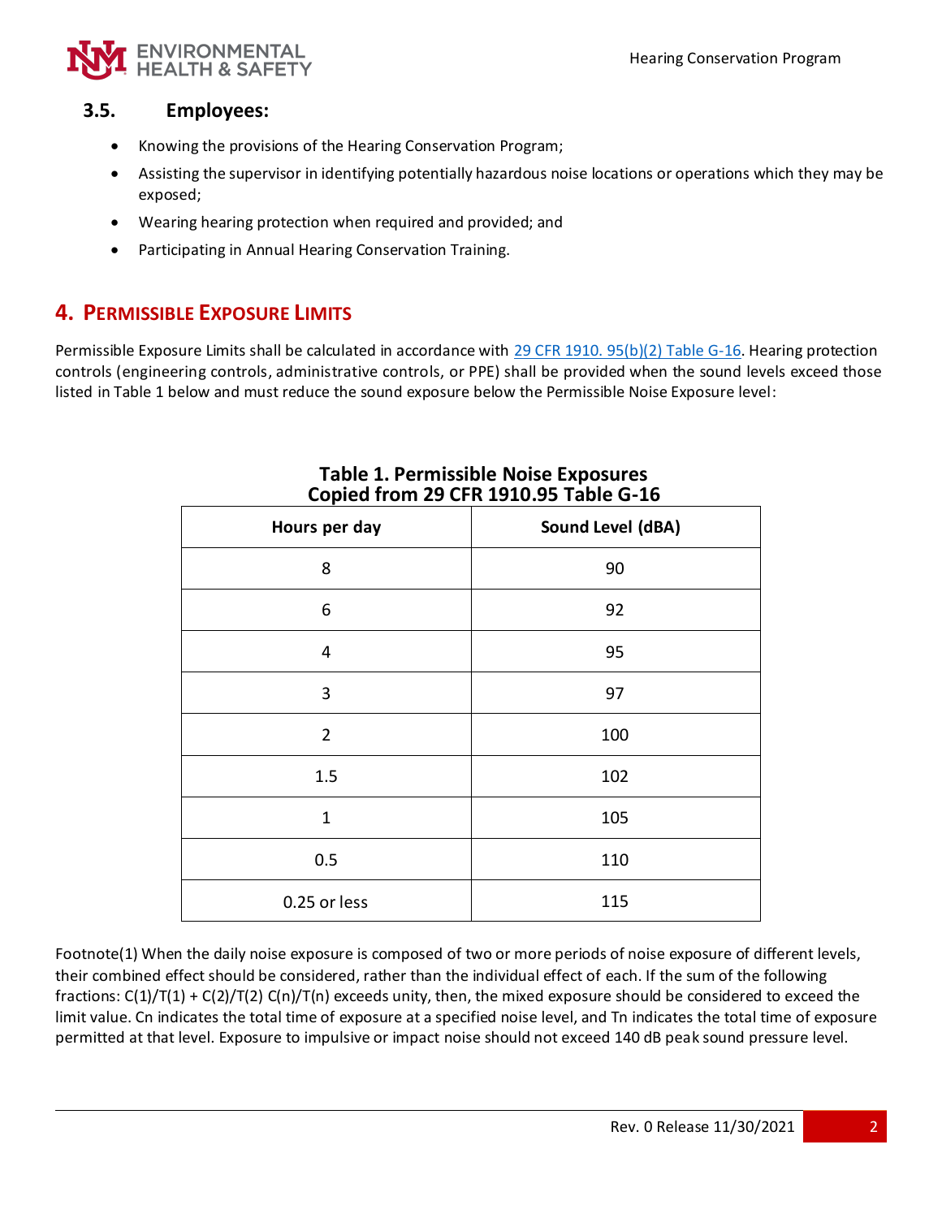### 3.5. Employees:

- Knowing the provisions of the Hearing Conservation Program;
- Assisting the supervisor in identifying potentially hazardous noise locations or operations which they may be exposed;
- Wearing hearing protection when required and provided; and
- Participating in Annual Hearing Conservation Training.

## 4. Permissible Exposure Limits

Permissible Exposure Limits shall be calculated in accordance with [29 CFR 1910. 95(b)(2) Table G-16](). Hearing protection controls (engineering controls, administrative controls, or PPE) shall be provided when the sound levels exceed those listed in Table 1 below and must reduce the sound exposure below the Permissible Noise Exposure level:

**Table 1. Permissible Noise Exposures**
**Copied from 29 CFR 1910.95 Table G-16**

| Hours per day | Sound Level (dBA) |
| --- | --- |
| 8 | 90 |
| 6 | 92 |
| 4 | 95 |
| 3 | 97 |
| 2 | 100 |
| 1.5 | 102 |
| 1 | 105 |
| 0.5 | 110 |
| 0.25 or less | 115 |

Footnote(1) When the daily noise exposure is composed of two or more periods of noise exposure of different levels, their combined effect should be considered, rather than the individual effect of each. If the sum of the following fractions: $C(1)/T(1) + C(2)/T(2)\ C(n)/T(n)$ exceeds unity, then, the mixed exposure should be considered to exceed the limit value. Cn indicates the total time of exposure at a specified noise level, and Tn indicates the total time of exposure permitted at that level. Exposure to impulsive or impact noise should not exceed 140 dB peak sound pressure level.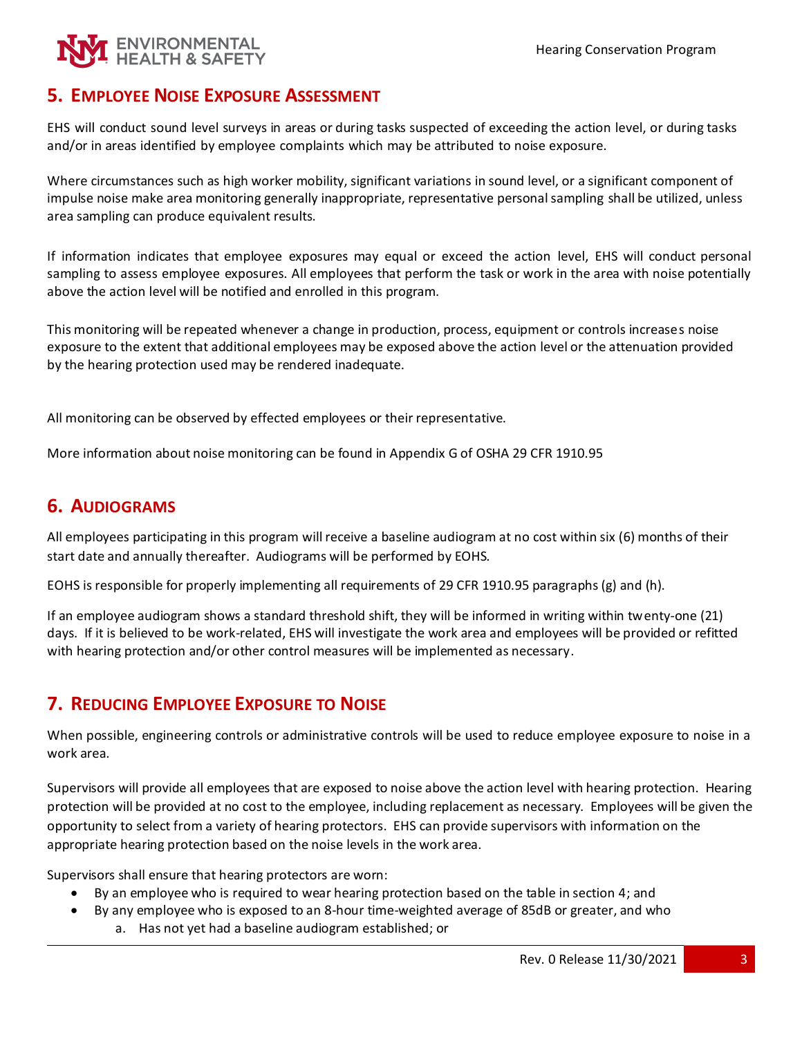## 5. Employee Noise Exposure Assessment

EHS will conduct sound level surveys in areas or during tasks suspected of exceeding the action level, or during tasks and/or in areas identified by employee complaints which may be attributed to noise exposure.

Where circumstances such as high worker mobility, significant variations in sound level, or a significant component of impulse noise make area monitoring generally inappropriate, representative personal sampling shall be utilized, unless area sampling can produce equivalent results.

If information indicates that employee exposures may equal or exceed the action level, EHS will conduct personal sampling to assess employee exposures. All employees that perform the task or work in the area with noise potentially above the action level will be notified and enrolled in this program.

This monitoring will be repeated whenever a change in production, process, equipment or controls increases noise exposure to the extent that additional employees may be exposed above the action level or the attenuation provided by the hearing protection used may be rendered inadequate.

All monitoring can be observed by effected employees or their representative.

More information about noise monitoring can be found in Appendix G of OSHA 29 CFR 1910.95

## 6. Audiograms

All employees participating in this program will receive a baseline audiogram at no cost within six (6) months of their start date and annually thereafter. Audiograms will be performed by EOHS.

EOHS is responsible for properly implementing all requirements of 29 CFR 1910.95 paragraphs (g) and (h).

If an employee audiogram shows a standard threshold shift, they will be informed in writing within twenty-one (21) days. If it is believed to be work-related, EHS will investigate the work area and employees will be provided or refitted with hearing protection and/or other control measures will be implemented as necessary.

## 7. Reducing Employee Exposure to Noise

When possible, engineering controls or administrative controls will be used to reduce employee exposure to noise in a work area.

Supervisors will provide all employees that are exposed to noise above the action level with hearing protection. Hearing protection will be provided at no cost to the employee, including replacement as necessary. Employees will be given the opportunity to select from a variety of hearing protectors. EHS can provide supervisors with information on the appropriate hearing protection based on the noise levels in the work area.

Supervisors shall ensure that hearing protectors are worn:

- By an employee who is required to wear hearing protection based on the table in section 4; and
- By any employee who is exposed to an 8-hour time-weighted average of 85dB or greater, and who
  a. Has not yet had a baseline audiogram established; or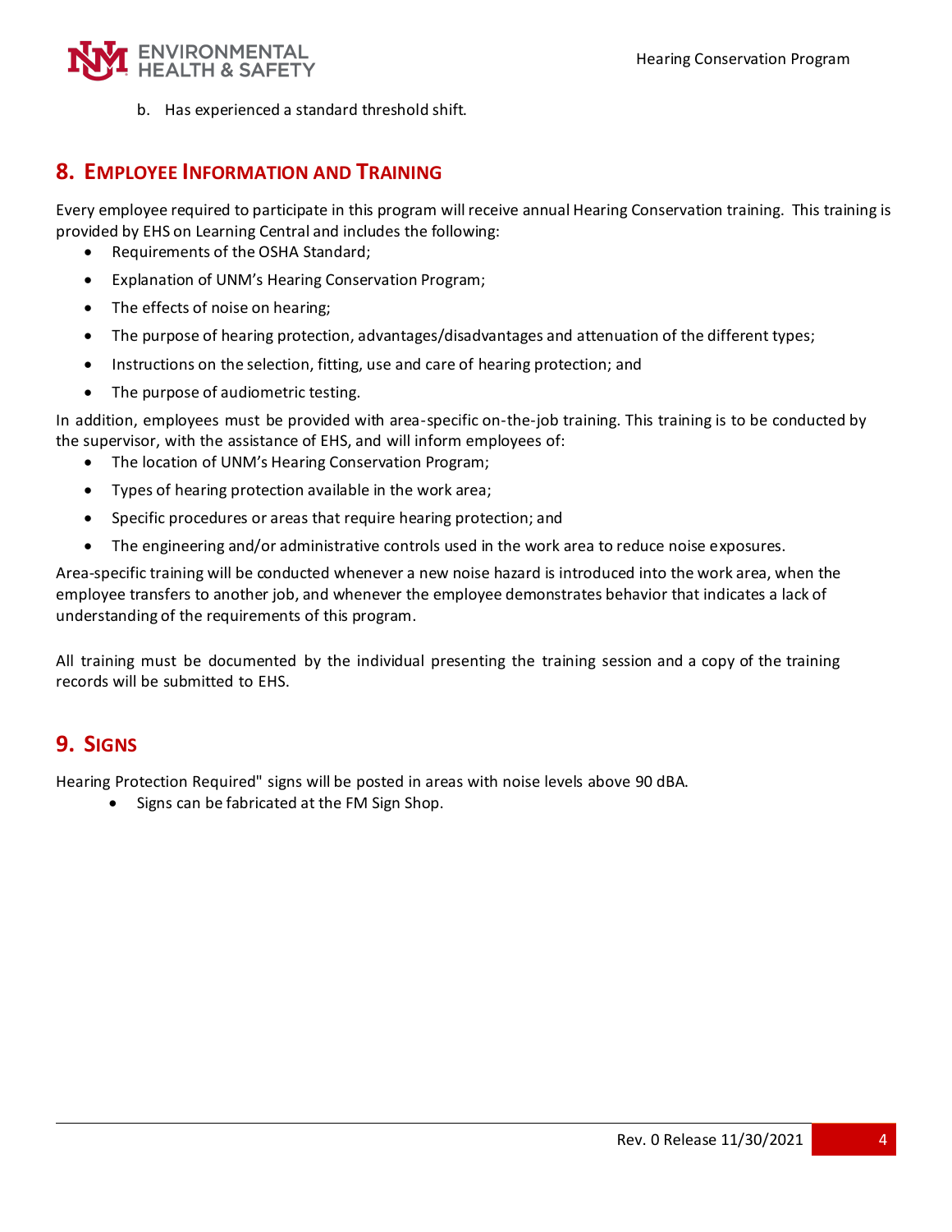b. Has experienced a standard threshold shift.

## 8. Employee Information and Training

Every employee required to participate in this program will receive annual Hearing Conservation training. This training is provided by EHS on Learning Central and includes the following:

- Requirements of the OSHA Standard;
- Explanation of UNM's Hearing Conservation Program;
- The effects of noise on hearing;
- The purpose of hearing protection, advantages/disadvantages and attenuation of the different types;
- Instructions on the selection, fitting, use and care of hearing protection; and
- The purpose of audiometric testing.

In addition, employees must be provided with area-specific on-the-job training. This training is to be conducted by the supervisor, with the assistance of EHS, and will inform employees of:

- The location of UNM's Hearing Conservation Program;
- Types of hearing protection available in the work area;
- Specific procedures or areas that require hearing protection; and
- The engineering and/or administrative controls used in the work area to reduce noise exposures.

Area-specific training will be conducted whenever a new noise hazard is introduced into the work area, when the employee transfers to another job, and whenever the employee demonstrates behavior that indicates a lack of understanding of the requirements of this program.

All training must be documented by the individual presenting the training session and a copy of the training records will be submitted to EHS.

## 9. Signs

Hearing Protection Required" signs will be posted in areas with noise levels above 90 dBA.

- Signs can be fabricated at the FM Sign Shop.